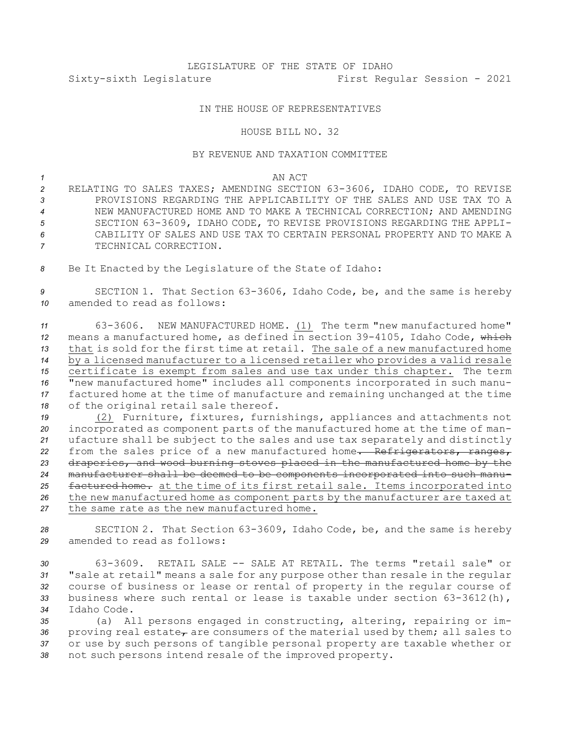LEGISLATURE OF THE STATE OF IDAHO
Sixty-sixth Legislature First Regular Session - 2021

IN THE HOUSE OF REPRESENTATIVES

HOUSE BILL NO. 32

BY REVENUE AND TAXATION COMMITTEE

AN ACT

RELATING TO SALES TAXES; AMENDING SECTION 63-3606, IDAHO CODE, TO REVISE PROVISIONS REGARDING THE APPLICABILITY OF THE SALES AND USE TAX TO A NEW MANUFACTURED HOME AND TO MAKE A TECHNICAL CORRECTION; AND AMENDING SECTION 63-3609, IDAHO CODE, TO REVISE PROVISIONS REGARDING THE APPLICABILITY OF SALES AND USE TAX TO CERTAIN PERSONAL PROPERTY AND TO MAKE A TECHNICAL CORRECTION.

Be It Enacted by the Legislature of the State of Idaho:

SECTION 1. That Section 63-3606, Idaho Code, be, and the same is hereby amended to read as follows:

63-3606. NEW MANUFACTURED HOME. (1) The term "new manufactured home" means a manufactured home, as defined in section 39-4105, Idaho Code, ~~which~~ that is sold for the first time at retail. The sale of a new manufactured home by a licensed manufacturer to a licensed retailer who provides a valid resale certificate is exempt from sales and use tax under this chapter. The term "new manufactured home" includes all components incorporated in such manufactured home at the time of manufacture and remaining unchanged at the time of the original retail sale thereof.

(2) Furniture, fixtures, furnishings, appliances and attachments not incorporated as component parts of the manufactured home at the time of manufacture shall be subject to the sales and use tax separately and distinctly from the sales price of a new manufactured home~~. Refrigerators, ranges, draperies, and wood burning stoves placed in the manufactured home by the manufacturer shall be deemed to be components incorporated into such manufactured home.~~ at the time of its first retail sale. Items incorporated into the new manufactured home as component parts by the manufacturer are taxed at the same rate as the new manufactured home.

SECTION 2. That Section 63-3609, Idaho Code, be, and the same is hereby amended to read as follows:

63-3609. RETAIL SALE -- SALE AT RETAIL. The terms "retail sale" or "sale at retail" means a sale for any purpose other than resale in the regular course of business or lease or rental of property in the regular course of business where such rental or lease is taxable under section 63-3612(h), Idaho Code.

(a) All persons engaged in constructing, altering, repairing or improving real estate~~,~~ are consumers of the material used by them; all sales to or use by such persons of tangible personal property are taxable whether or not such persons intend resale of the improved property.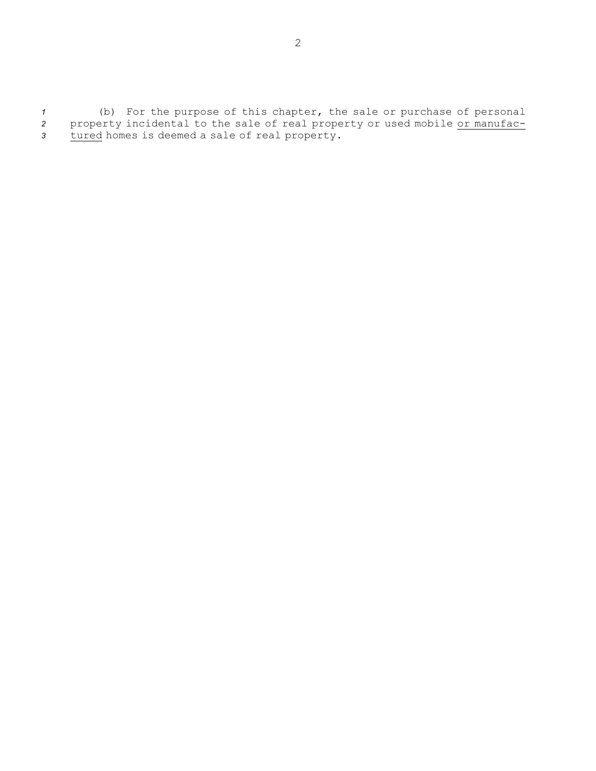(b) For the purpose of this chapter, the sale or purchase of personal property incidental to the sale of real property or used mobile <u>or manufactured</u> homes is deemed a sale of real property.